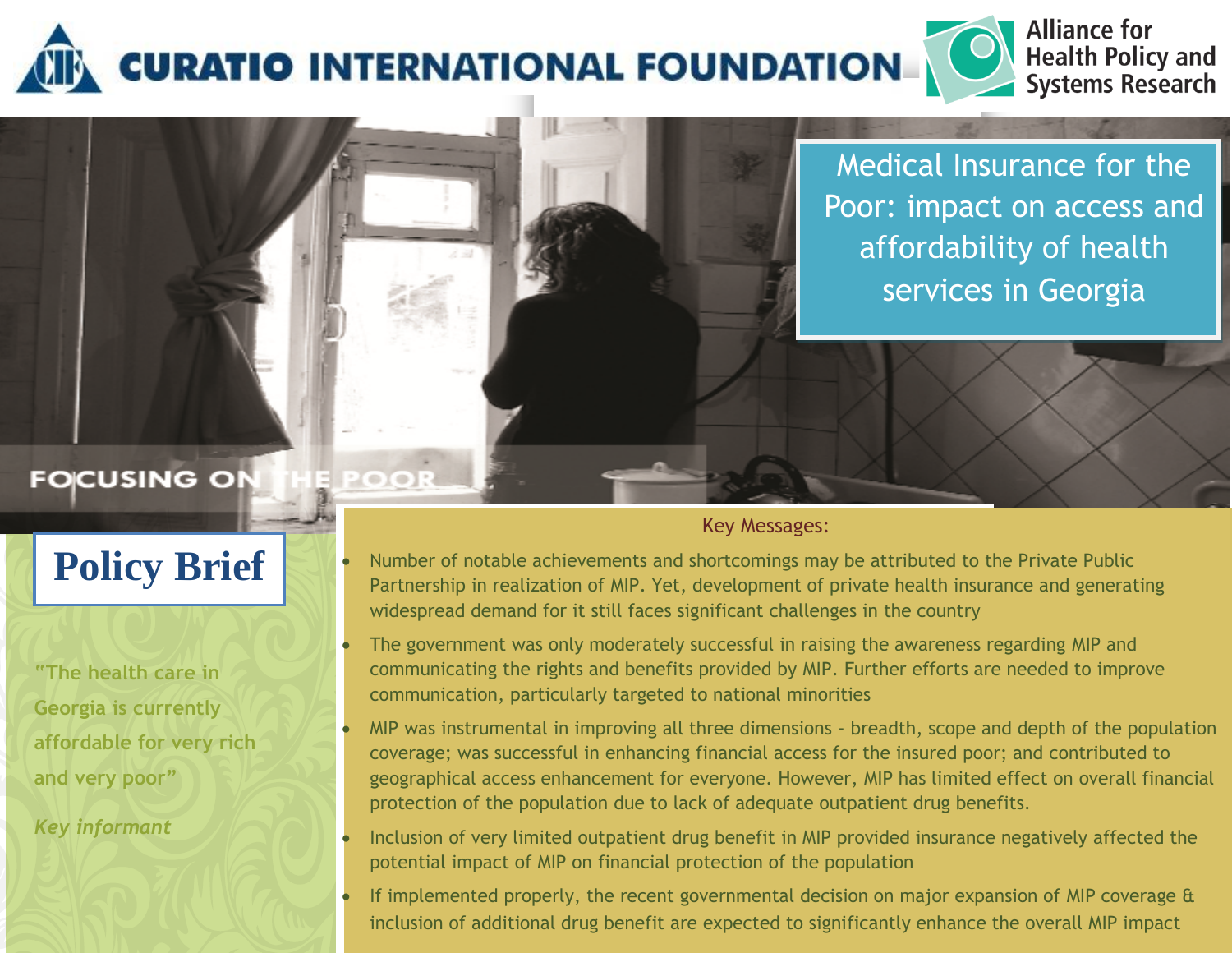CURATIO INTERNATIONAL FOUNDATION

Alliance for Health Policy and Systems Research

# Medical Insurance for the Poor: impact on access and affordability of health services in Georgia

FOCUSING ON THE POOR

## Policy Brief

*"The health care in Georgia is currently affordable for very rich and very poor"*

*Key informant*

### Key Messages:

- Number of notable achievements and shortcomings may be attributed to the Private Public Partnership in realization of MIP. Yet, development of private health insurance and generating widespread demand for it still faces significant challenges in the country
- The government was only moderately successful in raising the awareness regarding MIP and communicating the rights and benefits provided by MIP. Further efforts are needed to improve communication, particularly targeted to national minorities
- MIP was instrumental in improving all three dimensions - breadth, scope and depth of the population coverage; was successful in enhancing financial access for the insured poor; and contributed to geographical access enhancement for everyone. However, MIP has limited effect on overall financial protection of the population due to lack of adequate outpatient drug benefits.
- Inclusion of very limited outpatient drug benefit in MIP provided insurance negatively affected the potential impact of MIP on financial protection of the population
- If implemented properly, the recent governmental decision on major expansion of MIP coverage & inclusion of additional drug benefit are expected to significantly enhance the overall MIP impact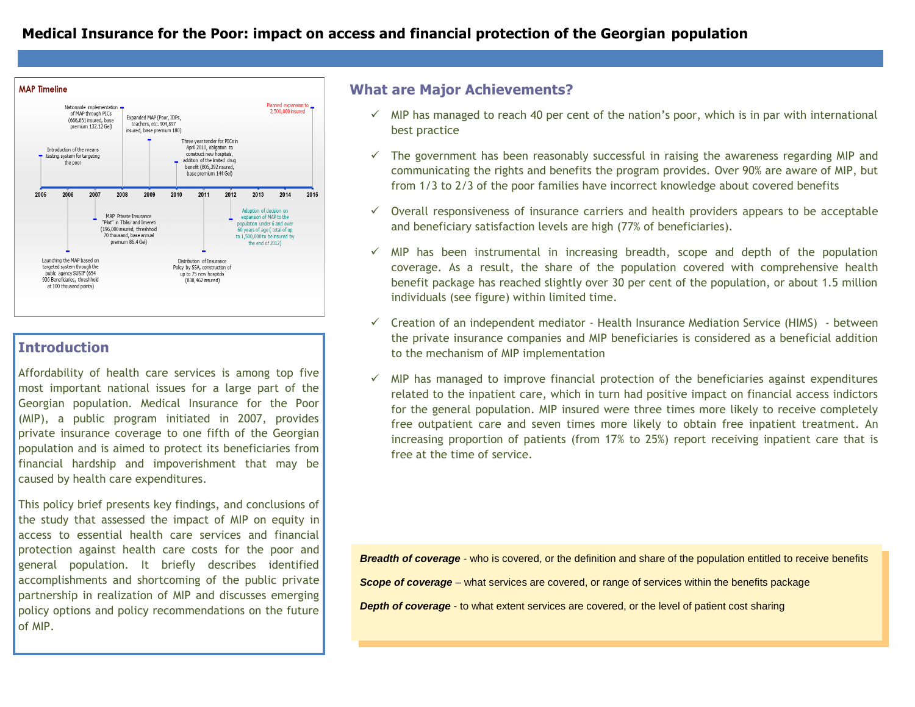# Medical Insurance for the Poor: impact on access and financial protection of the Georgian population

**MAP Timeline**

- 2006 – Introduction of the means testing system for targeting the poor
- 2006 – Launching the MAP based on targeted system through the public agency SUSIF (654 936 Beneficiaries, threshold at 100 thousand points)
- 2007 – MAP Private Insurance "Pilot" in Tbilisi and Imereti (196,000 insured, threshhold 70 thousand, base annual premium 86.4 Gel)
- 2008 – Nationwide implementation of MAP through PICs (666,651 insured, base premium 132.12 Gel)
- 2009 – Expanded MAP (Poor, IDPs, teachers, etc. 904,897 insured, base premium 180)
- 2010 – Three year tender for PICs in April 2010, obligation to construct new hospitals, addition of the limited drug benefit (805,392 insured, base premium 144 Gel)
- 2011 – Distribution of Insurance Policy by SSA, construction of up to 75 new hospitals (838,462 insured)
- 2012 – Adoption of decision on expansion of MAP to the population under 6 and over 60 years of age ( total of up to 1,500,000 to be insured by the end of 2012)
- 2015 – Planned expansion to 2,500,000 insured

## Introduction

Affordability of health care services is among top five most important national issues for a large part of the Georgian population. Medical Insurance for the Poor (MIP), a public program initiated in 2007, provides private insurance coverage to one fifth of the Georgian population and is aimed to protect its beneficiaries from financial hardship and impoverishment that may be caused by health care expenditures.

This policy brief presents key findings, and conclusions of the study that assessed the impact of MIP on equity in access to essential health care services and financial protection against health care costs for the poor and general population. It briefly describes identified accomplishments and shortcoming of the public private partnership in realization of MIP and discusses emerging policy options and policy recommendations on the future of MIP.

## What are Major Achievements?

- ✓ MIP has managed to reach 40 per cent of the nation's poor, which is in par with international best practice
- ✓ The government has been reasonably successful in raising the awareness regarding MIP and communicating the rights and benefits the program provides. Over 90% are aware of MIP, but from 1/3 to 2/3 of the poor families have incorrect knowledge about covered benefits
- ✓ Overall responsiveness of insurance carriers and health providers appears to be acceptable and beneficiary satisfaction levels are high (77% of beneficiaries).
- ✓ MIP has been instrumental in increasing breadth, scope and depth of the population coverage. As a result, the share of the population covered with comprehensive health benefit package has reached slightly over 30 per cent of the population, or about 1.5 million individuals (see figure) within limited time.
- ✓ Creation of an independent mediator - Health Insurance Mediation Service (HIMS) - between the private insurance companies and MIP beneficiaries is considered as a beneficial addition to the mechanism of MIP implementation
- ✓ MIP has managed to improve financial protection of the beneficiaries against expenditures related to the inpatient care, which in turn had positive impact on financial access indictors for the general population. MIP insured were three times more likely to receive completely free outpatient care and seven times more likely to obtain free inpatient treatment. An increasing proportion of patients (from 17% to 25%) report receiving inpatient care that is free at the time of service.

***Breadth of coverage*** - who is covered, or the definition and share of the population entitled to receive benefits

***Scope of coverage*** – what services are covered, or range of services within the benefits package

***Depth of coverage*** - to what extent services are covered, or the level of patient cost sharing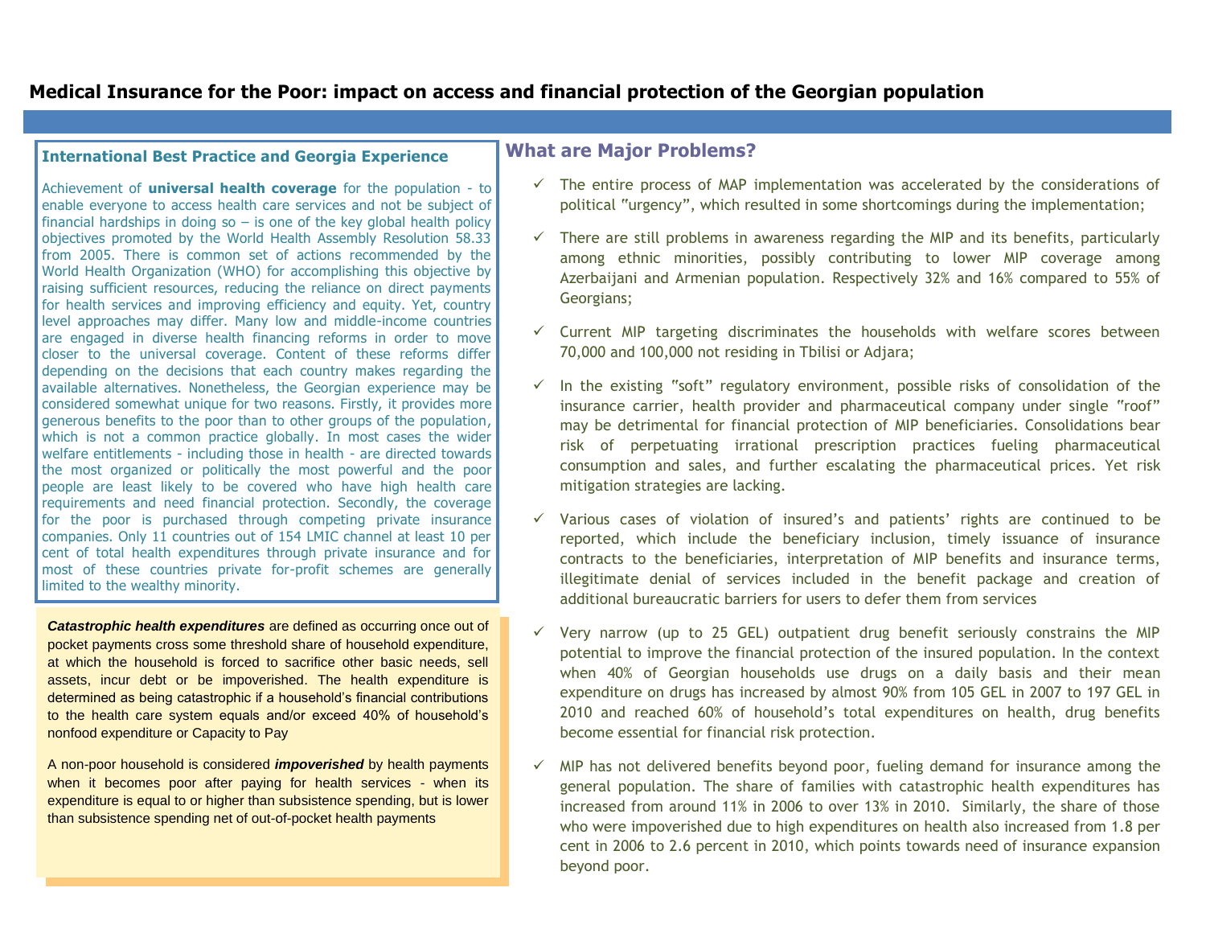**Medical Insurance for the Poor: impact on access and financial protection of the Georgian population**

### International Best Practice and Georgia Experience

Achievement of **universal health coverage** for the population - to enable everyone to access health care services and not be subject of financial hardships in doing so – is one of the key global health policy objectives promoted by the World Health Assembly Resolution 58.33 from 2005. There is common set of actions recommended by the World Health Organization (WHO) for accomplishing this objective by raising sufficient resources, reducing the reliance on direct payments for health services and improving efficiency and equity. Yet, country level approaches may differ. Many low and middle-income countries are engaged in diverse health financing reforms in order to move closer to the universal coverage. Content of these reforms differ depending on the decisions that each country makes regarding the available alternatives. Nonetheless, the Georgian experience may be considered somewhat unique for two reasons. Firstly, it provides more generous benefits to the poor than to other groups of the population, which is not a common practice globally. In most cases the wider welfare entitlements - including those in health - are directed towards the most organized or politically the most powerful and the poor people are least likely to be covered who have high health care requirements and need financial protection. Secondly, the coverage for the poor is purchased through competing private insurance companies. Only 11 countries out of 154 LMIC channel at least 10 per cent of total health expenditures through private insurance and for most of these countries private for-profit schemes are generally limited to the wealthy minority.

***Catastrophic health expenditures*** are defined as occurring once out of pocket payments cross some threshold share of household expenditure, at which the household is forced to sacrifice other basic needs, sell assets, incur debt or be impoverished. The health expenditure is determined as being catastrophic if a household's financial contributions to the health care system equals and/or exceed 40% of household's nonfood expenditure or Capacity to Pay

A non-poor household is considered ***impoverished*** by health payments when it becomes poor after paying for health services - when its expenditure is equal to or higher than subsistence spending, but is lower than subsistence spending net of out-of-pocket health payments

## What are Major Problems?

- ✓ The entire process of MAP implementation was accelerated by the considerations of political "urgency", which resulted in some shortcomings during the implementation;
- ✓ There are still problems in awareness regarding the MIP and its benefits, particularly among ethnic minorities, possibly contributing to lower MIP coverage among Azerbaijani and Armenian population. Respectively 32% and 16% compared to 55% of Georgians;
- ✓ Current MIP targeting discriminates the households with welfare scores between 70,000 and 100,000 not residing in Tbilisi or Adjara;
- ✓ In the existing "soft" regulatory environment, possible risks of consolidation of the insurance carrier, health provider and pharmaceutical company under single "roof" may be detrimental for financial protection of MIP beneficiaries. Consolidations bear risk of perpetuating irrational prescription practices fueling pharmaceutical consumption and sales, and further escalating the pharmaceutical prices. Yet risk mitigation strategies are lacking.
- ✓ Various cases of violation of insured's and patients' rights are continued to be reported, which include the beneficiary inclusion, timely issuance of insurance contracts to the beneficiaries, interpretation of MIP benefits and insurance terms, illegitimate denial of services included in the benefit package and creation of additional bureaucratic barriers for users to defer them from services
- ✓ Very narrow (up to 25 GEL) outpatient drug benefit seriously constrains the MIP potential to improve the financial protection of the insured population. In the context when 40% of Georgian households use drugs on a daily basis and their mean expenditure on drugs has increased by almost 90% from 105 GEL in 2007 to 197 GEL in 2010 and reached 60% of household's total expenditures on health, drug benefits become essential for financial risk protection.
- ✓ MIP has not delivered benefits beyond poor, fueling demand for insurance among the general population. The share of families with catastrophic health expenditures has increased from around 11% in 2006 to over 13% in 2010. Similarly, the share of those who were impoverished due to high expenditures on health also increased from 1.8 per cent in 2006 to 2.6 percent in 2010, which points towards need of insurance expansion beyond poor.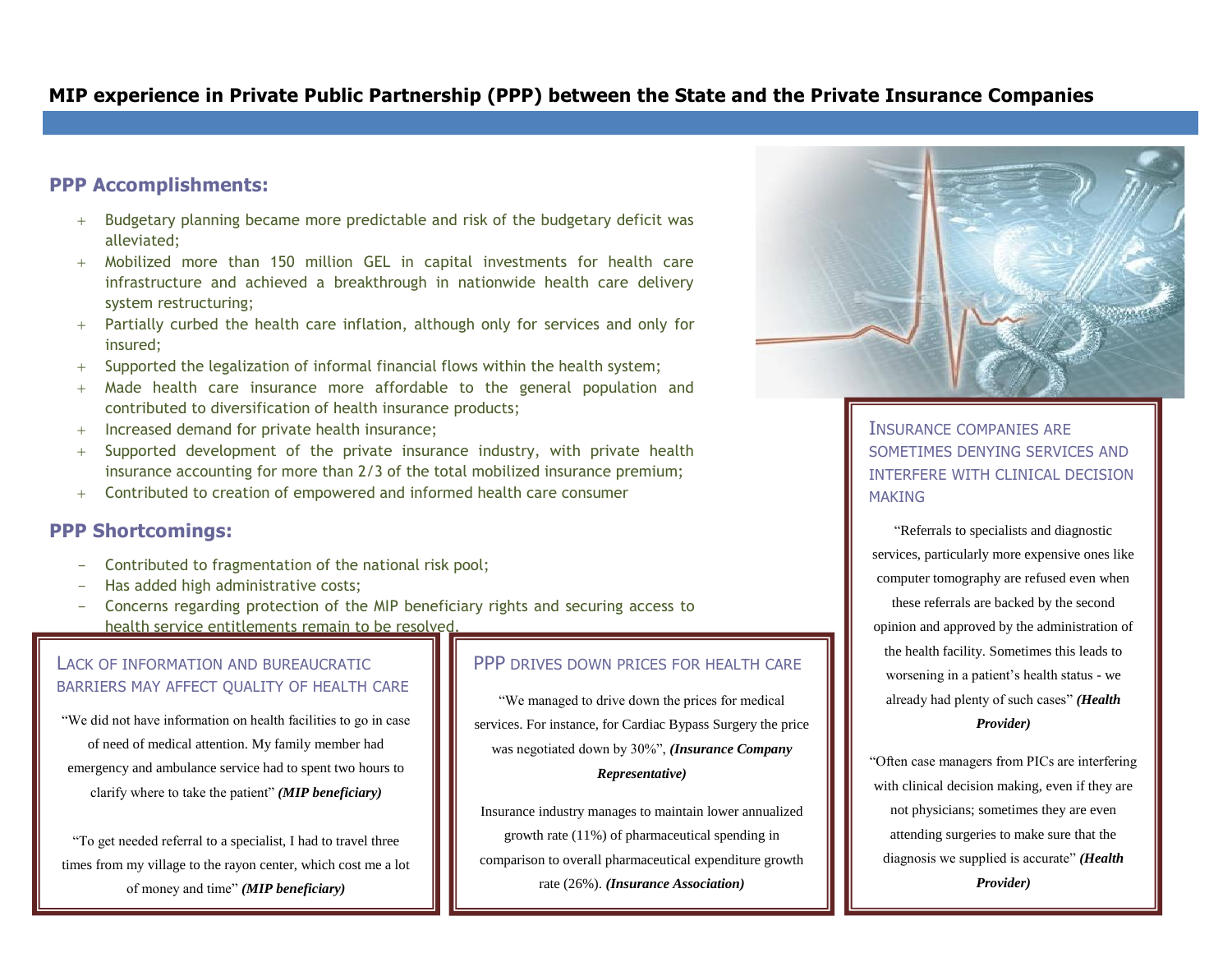# MIP experience in Private Public Partnership (PPP) between the State and the Private Insurance Companies

## PPP Accomplishments:

- Budgetary planning became more predictable and risk of the budgetary deficit was alleviated;
- Mobilized more than 150 million GEL in capital investments for health care infrastructure and achieved a breakthrough in nationwide health care delivery system restructuring;
- Partially curbed the health care inflation, although only for services and only for insured;
- Supported the legalization of informal financial flows within the health system;
- Made health care insurance more affordable to the general population and contributed to diversification of health insurance products;
- Increased demand for private health insurance;
- Supported development of the private insurance industry, with private health insurance accounting for more than 2/3 of the total mobilized insurance premium;
- Contributed to creation of empowered and informed health care consumer

## PPP Shortcomings:

- Contributed to fragmentation of the national risk pool;
- Has added high administrative costs;
- Concerns regarding protection of the MIP beneficiary rights and securing access to health service entitlements remain to be resolved.

### Insurance companies are sometimes denying services and interfere with clinical decision making

"Referrals to specialists and diagnostic services, particularly more expensive ones like computer tomography are refused even when these referrals are backed by the second opinion and approved by the administration of the health facility. Sometimes this leads to worsening in a patient's health status - we already had plenty of such cases" ***(Health Provider)***

"Often case managers from PICs are interfering with clinical decision making, even if they are not physicians; sometimes they are even attending surgeries to make sure that the diagnosis we supplied is accurate" ***(Health Provider)***

### Lack of information and bureaucratic barriers may affect quality of health care

"We did not have information on health facilities to go in case of need of medical attention. My family member had emergency and ambulance service had to spent two hours to clarify where to take the patient" ***(MIP beneficiary)***

"To get needed referral to a specialist, I had to travel three times from my village to the rayon center, which cost me a lot of money and time" ***(MIP beneficiary)***

### PPP drives down prices for health care

"We managed to drive down the prices for medical services. For instance, for Cardiac Bypass Surgery the price was negotiated down by 30%", ***(Insurance Company Representative)***

Insurance industry manages to maintain lower annualized growth rate (11%) of pharmaceutical spending in comparison to overall pharmaceutical expenditure growth rate (26%). ***(Insurance Association)***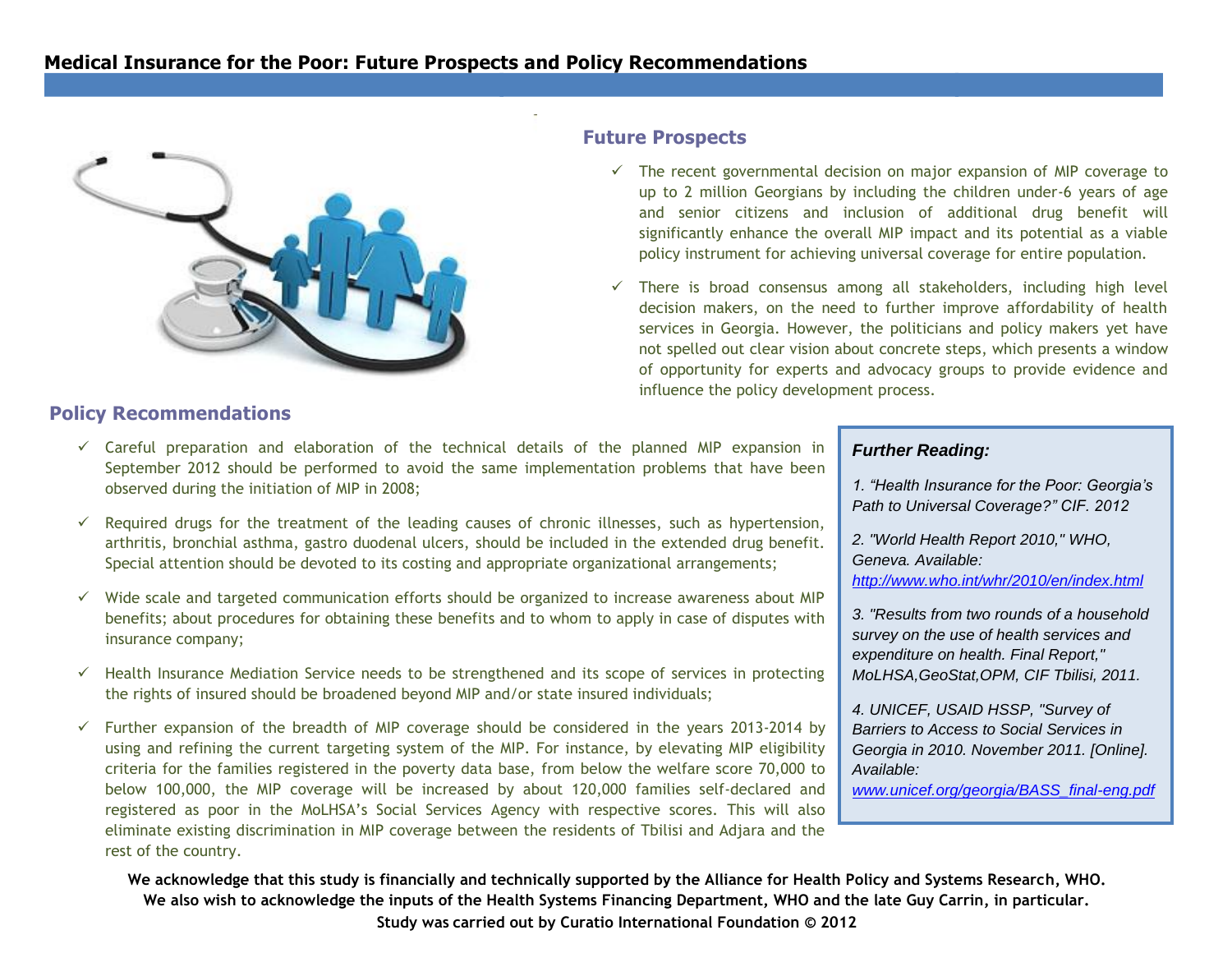# Medical Insurance for the Poor: Future Prospects and Policy Recommendations

## Future Prospects

- ✓ The recent governmental decision on major expansion of MIP coverage to up to 2 million Georgians by including the children under-6 years of age and senior citizens and inclusion of additional drug benefit will significantly enhance the overall MIP impact and its potential as a viable policy instrument for achieving universal coverage for entire population.
- ✓ There is broad consensus among all stakeholders, including high level decision makers, on the need to further improve affordability of health services in Georgia. However, the politicians and policy makers yet have not spelled out clear vision about concrete steps, which presents a window of opportunity for experts and advocacy groups to provide evidence and influence the policy development process.

## Policy Recommendations

- ✓ Careful preparation and elaboration of the technical details of the planned MIP expansion in September 2012 should be performed to avoid the same implementation problems that have been observed during the initiation of MIP in 2008;
- ✓ Required drugs for the treatment of the leading causes of chronic illnesses, such as hypertension, arthritis, bronchial asthma, gastro duodenal ulcers, should be included in the extended drug benefit. Special attention should be devoted to its costing and appropriate organizational arrangements;
- ✓ Wide scale and targeted communication efforts should be organized to increase awareness about MIP benefits; about procedures for obtaining these benefits and to whom to apply in case of disputes with insurance company;
- ✓ Health Insurance Mediation Service needs to be strengthened and its scope of services in protecting the rights of insured should be broadened beyond MIP and/or state insured individuals;
- ✓ Further expansion of the breadth of MIP coverage should be considered in the years 2013-2014 by using and refining the current targeting system of the MIP. For instance, by elevating MIP eligibility criteria for the families registered in the poverty data base, from below the welfare score 70,000 to below 100,000, the MIP coverage will be increased by about 120,000 families self-declared and registered as poor in the MoLHSA's Social Services Agency with respective scores. This will also eliminate existing discrimination in MIP coverage between the residents of Tbilisi and Adjara and the rest of the country.

***Further Reading:***

*1. "Health Insurance for the Poor: Georgia's Path to Universal Coverage?" CIF. 2012*

*2. "World Health Report 2010," WHO, Geneva. Available: http://www.who.int/whr/2010/en/index.html*

*3. "Results from two rounds of a household survey on the use of health services and expenditure on health. Final Report," MoLHSA,GeoStat,OPM, CIF Tbilisi, 2011.*

*4. UNICEF, USAID HSSP, "Survey of Barriers to Access to Social Services in Georgia in 2010. November 2011. [Online]. Available: www.unicef.org/georgia/BASS_final-eng.pdf*

**We acknowledge that this study is financially and technically supported by the Alliance for Health Policy and Systems Research, WHO. We also wish to acknowledge the inputs of the Health Systems Financing Department, WHO and the late Guy Carrin, in particular.**

**Study was carried out by Curatio International Foundation © 2012**